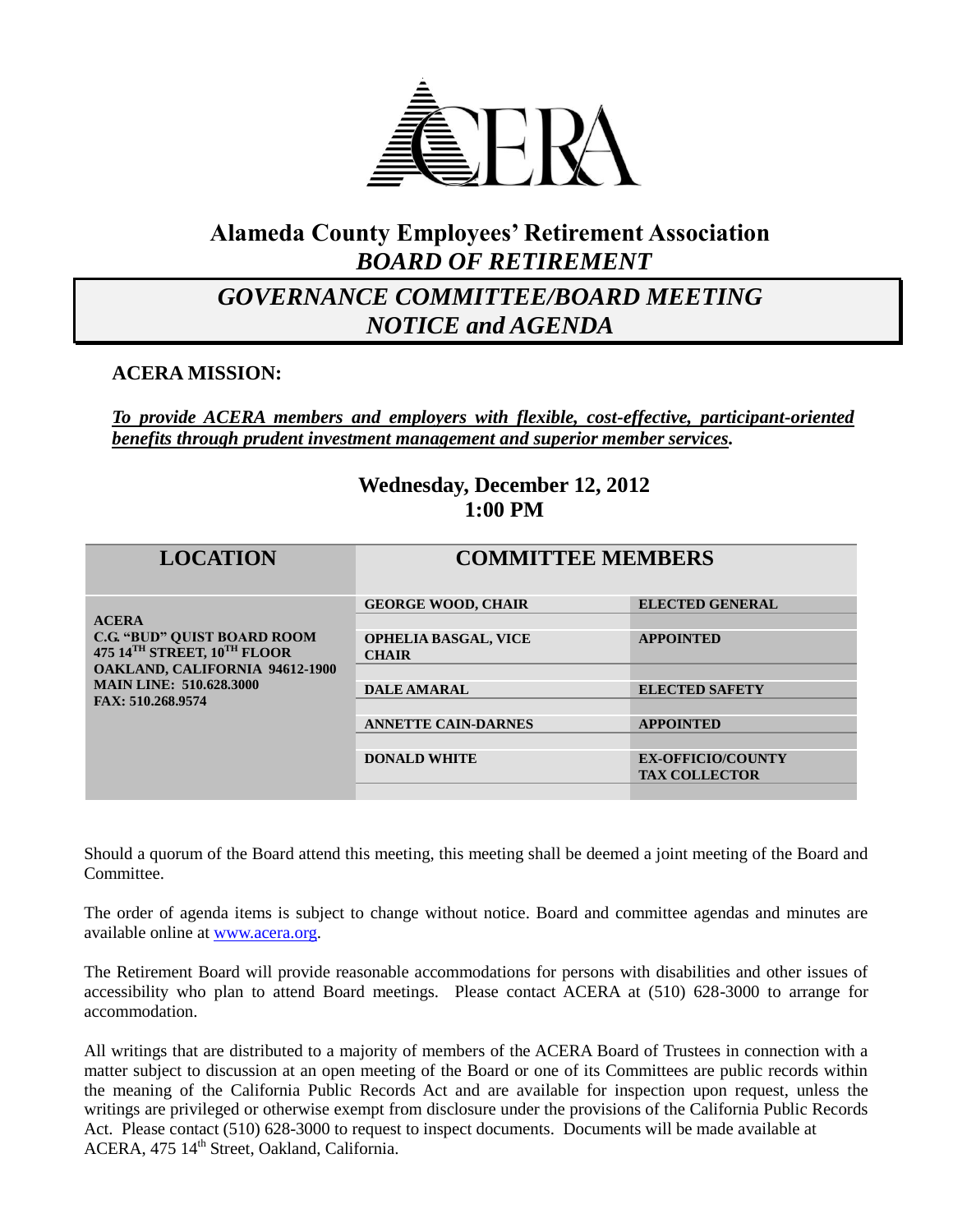# Alameda County Employees' Retirement Association

## *BOARD OF RETIREMENT*

## *GOVERNANCE COMMITTEE/BOARD MEETING NOTICE and AGENDA*

**ACERA MISSION:**

***To provide ACERA members and employers with flexible, cost-effective, participant-oriented benefits through prudent investment management and superior member services.***

**Wednesday, December 12, 2012**
**1:00 PM**

| LOCATION | COMMITTEE MEMBERS | |
|---|---|---|
| **ACERA**<br>**C.G. "BUD" QUIST BOARD ROOM**<br>**475 14TH STREET, 10TH FLOOR**<br>**OAKLAND, CALIFORNIA 94612-1900**<br>**MAIN LINE: 510.628.3000**<br>**FAX: 510.268.9574** | **GEORGE WOOD, CHAIR** | **ELECTED GENERAL** |
| | **OPHELIA BASGAL, VICE CHAIR** | **APPOINTED** |
| | **DALE AMARAL** | **ELECTED SAFETY** |
| | **ANNETTE CAIN-DARNES** | **APPOINTED** |
| | **DONALD WHITE** | **EX-OFFICIO/COUNTY TAX COLLECTOR** |

Should a quorum of the Board attend this meeting, this meeting shall be deemed a joint meeting of the Board and Committee.

The order of agenda items is subject to change without notice. Board and committee agendas and minutes are available online at www.acera.org.

The Retirement Board will provide reasonable accommodations for persons with disabilities and other issues of accessibility who plan to attend Board meetings. Please contact ACERA at (510) 628-3000 to arrange for accommodation.

All writings that are distributed to a majority of members of the ACERA Board of Trustees in connection with a matter subject to discussion at an open meeting of the Board or one of its Committees are public records within the meaning of the California Public Records Act and are available for inspection upon request, unless the writings are privileged or otherwise exempt from disclosure under the provisions of the California Public Records Act. Please contact (510) 628-3000 to request to inspect documents. Documents will be made available at ACERA, 475 14th Street, Oakland, California.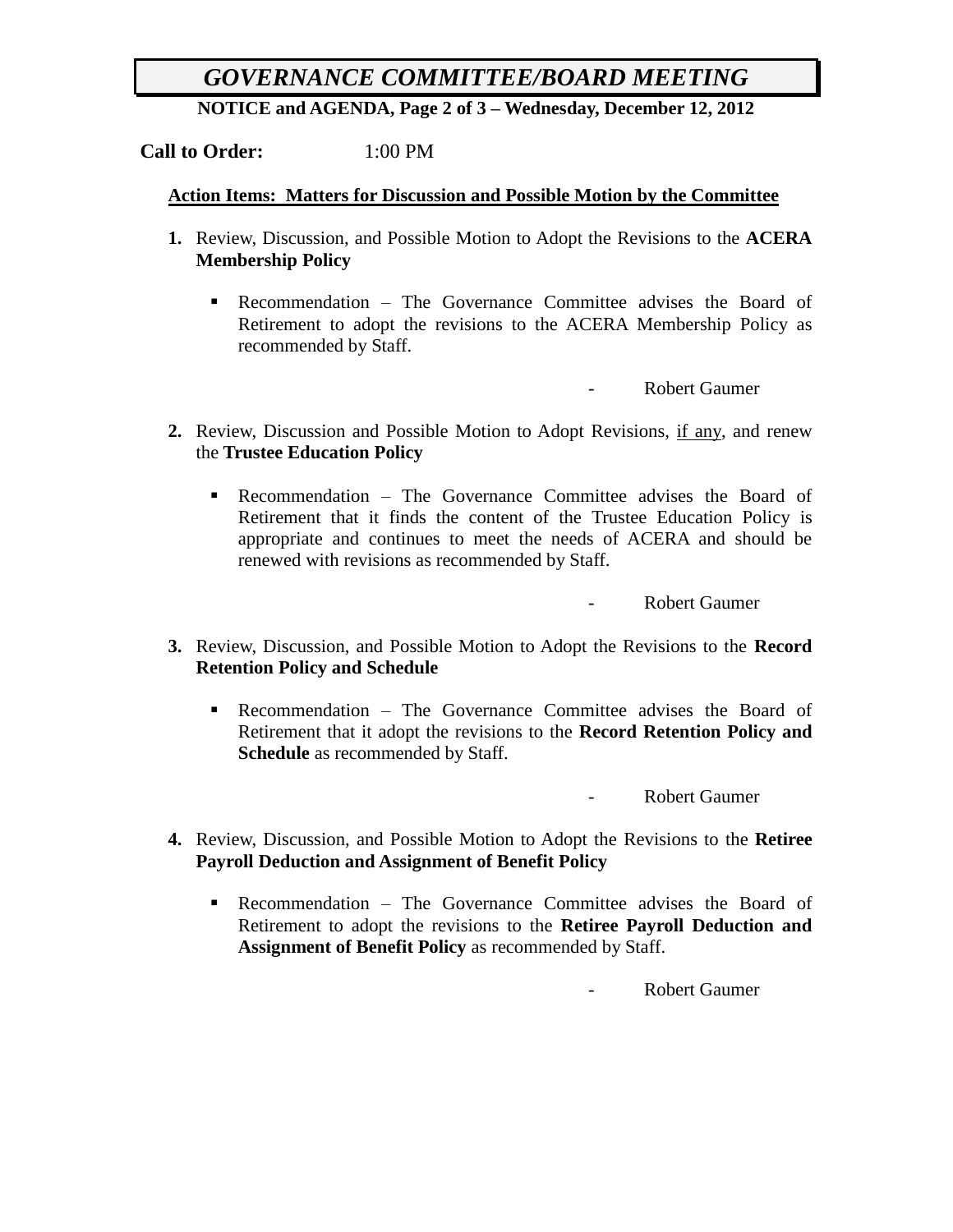# *GOVERNANCE COMMITTEE/BOARD MEETING*

**NOTICE and AGENDA, Page 2 of 3 – Wednesday, December 12, 2012**

**Call to Order:** 1:00 PM

**Action Items: Matters for Discussion and Possible Motion by the Committee**

1. Review, Discussion, and Possible Motion to Adopt the Revisions to the **ACERA Membership Policy**

   - Recommendation – The Governance Committee advises the Board of Retirement to adopt the revisions to the ACERA Membership Policy as recommended by Staff.

   \- Robert Gaumer

2. Review, Discussion and Possible Motion to Adopt Revisions, <u>if any</u>, and renew the **Trustee Education Policy**

   - Recommendation – The Governance Committee advises the Board of Retirement that it finds the content of the Trustee Education Policy is appropriate and continues to meet the needs of ACERA and should be renewed with revisions as recommended by Staff.

   \- Robert Gaumer

3. Review, Discussion, and Possible Motion to Adopt the Revisions to the **Record Retention Policy and Schedule**

   - Recommendation – The Governance Committee advises the Board of Retirement that it adopt the revisions to the **Record Retention Policy and Schedule** as recommended by Staff.

   \- Robert Gaumer

4. Review, Discussion, and Possible Motion to Adopt the Revisions to the **Retiree Payroll Deduction and Assignment of Benefit Policy**

   - Recommendation – The Governance Committee advises the Board of Retirement to adopt the revisions to the **Retiree Payroll Deduction and Assignment of Benefit Policy** as recommended by Staff.

   \- Robert Gaumer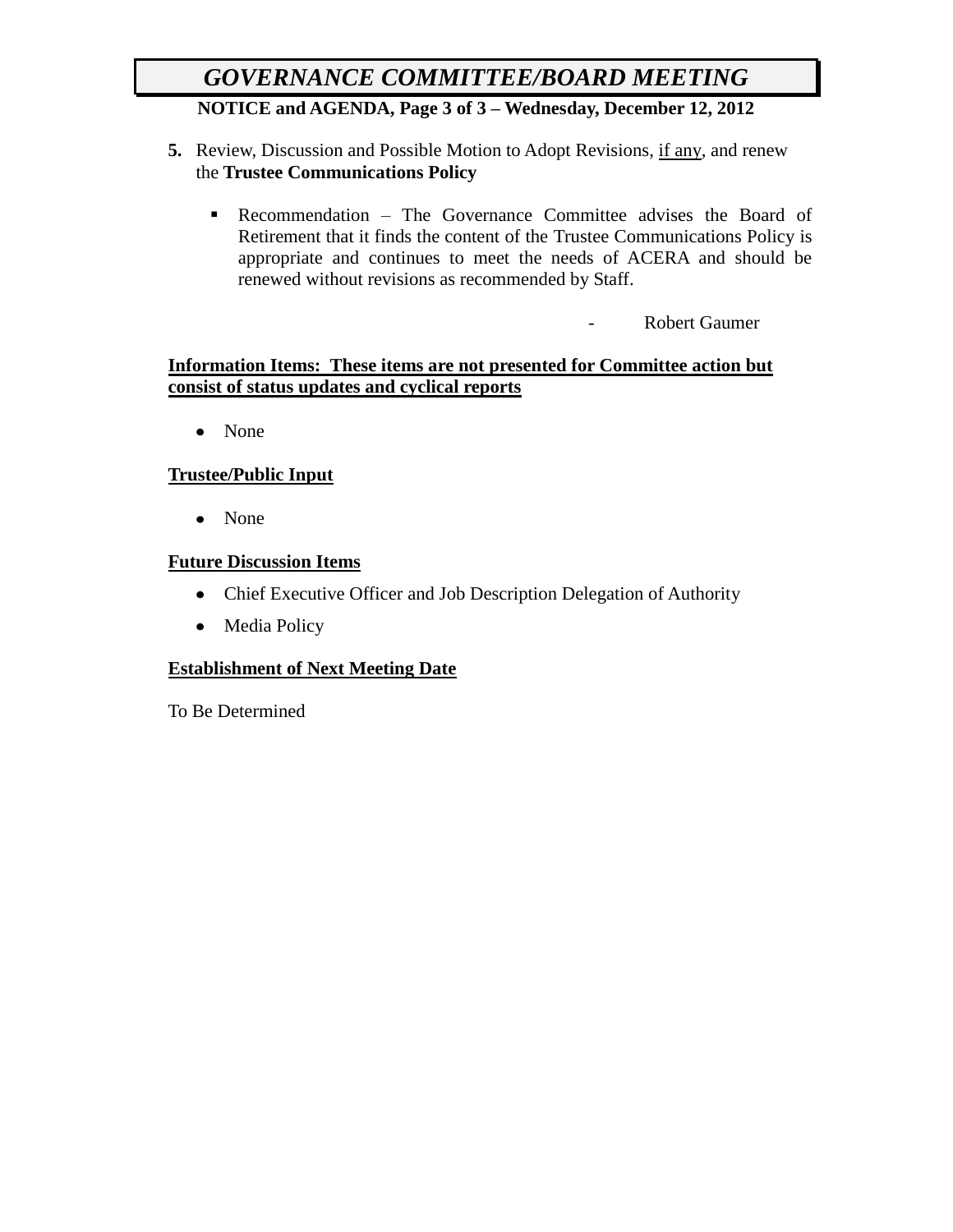5. Review, Discussion and Possible Motion to Adopt Revisions, <u>if any</u>, and renew the **Trustee Communications Policy**

   - Recommendation – The Governance Committee advises the Board of Retirement that it finds the content of the Trustee Communications Policy is appropriate and continues to meet the needs of ACERA and should be renewed without revisions as recommended by Staff.

     \- Robert Gaumer

**<u>Information Items: These items are not presented for Committee action but consist of status updates and cyclical reports</u>**

- None

**<u>Trustee/Public Input</u>**

- None

**<u>Future Discussion Items</u>**

- Chief Executive Officer and Job Description Delegation of Authority
- Media Policy

**<u>Establishment of Next Meeting Date</u>**

To Be Determined